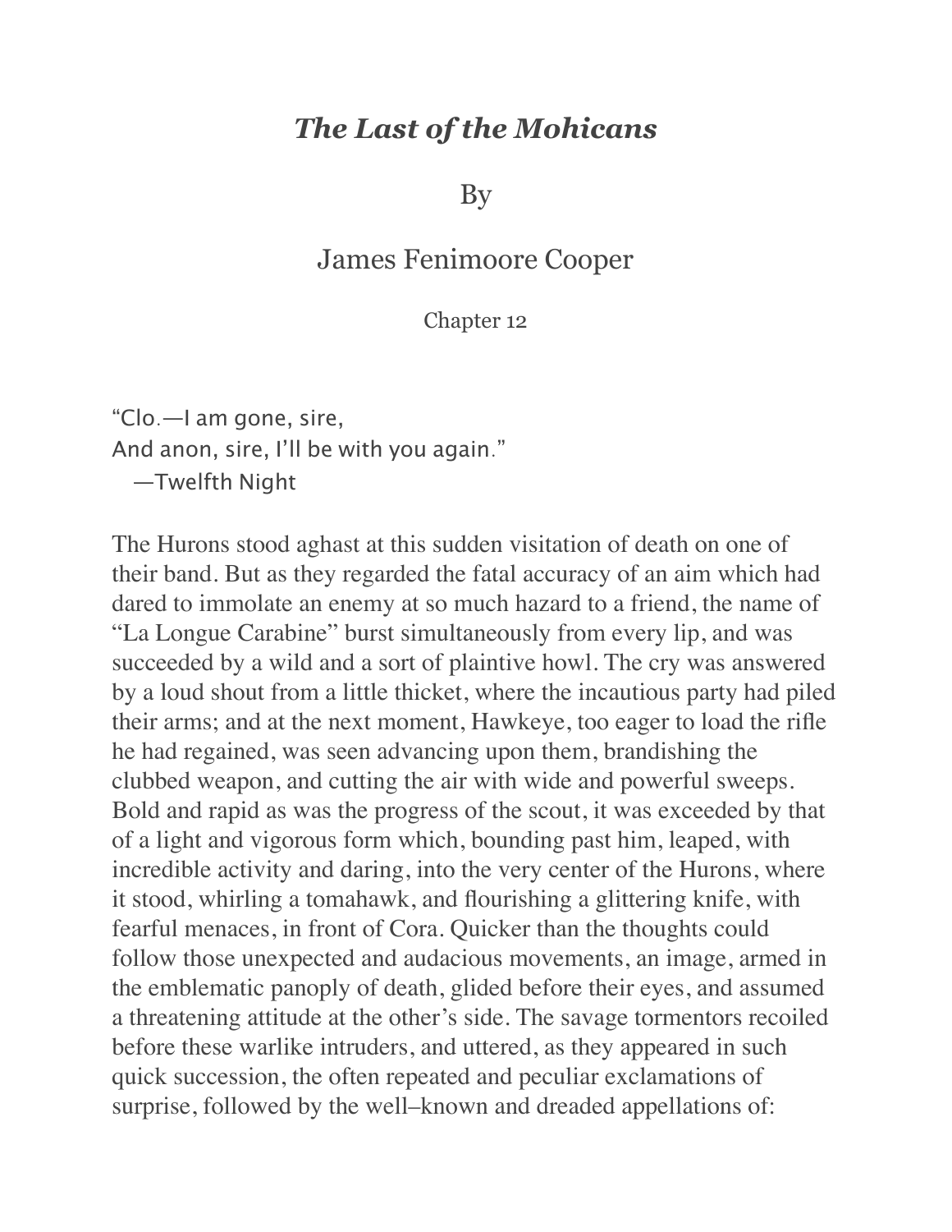# *The Last of the Mohicans*

By

James Fenimoore Cooper

Chapter 12

"Clo.—I am gone, sire,
And anon, sire, I'll be with you again."
—Twelfth Night

The Hurons stood aghast at this sudden visitation of death on one of their band. But as they regarded the fatal accuracy of an aim which had dared to immolate an enemy at so much hazard to a friend, the name of "La Longue Carabine" burst simultaneously from every lip, and was succeeded by a wild and a sort of plaintive howl. The cry was answered by a loud shout from a little thicket, where the incautious party had piled their arms; and at the next moment, Hawkeye, too eager to load the rifle he had regained, was seen advancing upon them, brandishing the clubbed weapon, and cutting the air with wide and powerful sweeps. Bold and rapid as was the progress of the scout, it was exceeded by that of a light and vigorous form which, bounding past him, leaped, with incredible activity and daring, into the very center of the Hurons, where it stood, whirling a tomahawk, and flourishing a glittering knife, with fearful menaces, in front of Cora. Quicker than the thoughts could follow those unexpected and audacious movements, an image, armed in the emblematic panoply of death, glided before their eyes, and assumed a threatening attitude at the other's side. The savage tormentors recoiled before these warlike intruders, and uttered, as they appeared in such quick succession, the often repeated and peculiar exclamations of surprise, followed by the well–known and dreaded appellations of: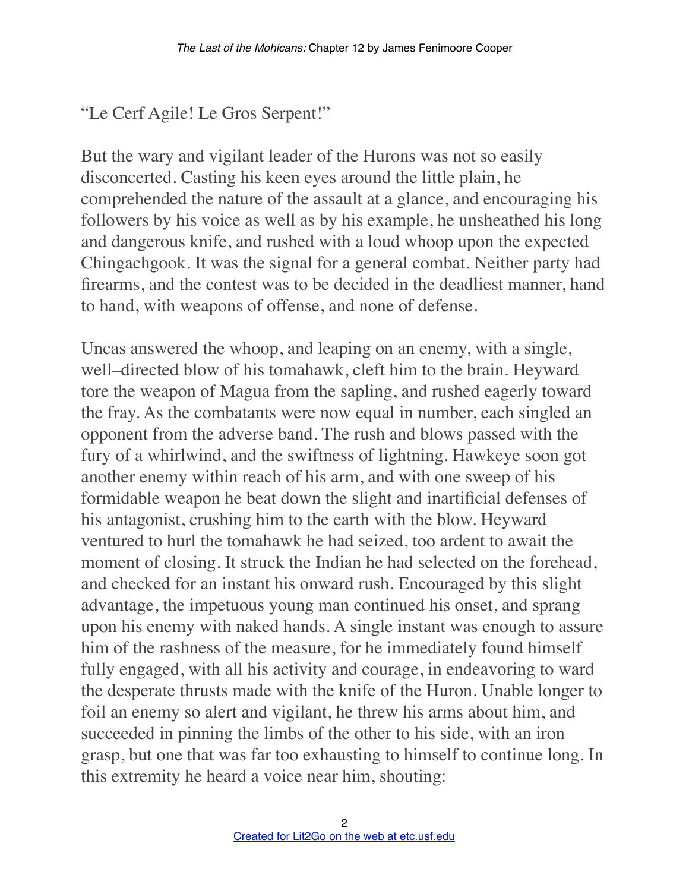“Le Cerf Agile! Le Gros Serpent!”

But the wary and vigilant leader of the Hurons was not so easily disconcerted. Casting his keen eyes around the little plain, he comprehended the nature of the assault at a glance, and encouraging his followers by his voice as well as by his example, he unsheathed his long and dangerous knife, and rushed with a loud whoop upon the expected Chingachgook. It was the signal for a general combat. Neither party had firearms, and the contest was to be decided in the deadliest manner, hand to hand, with weapons of offense, and none of defense.

Uncas answered the whoop, and leaping on an enemy, with a single, well–directed blow of his tomahawk, cleft him to the brain. Heyward tore the weapon of Magua from the sapling, and rushed eagerly toward the fray. As the combatants were now equal in number, each singled an opponent from the adverse band. The rush and blows passed with the fury of a whirlwind, and the swiftness of lightning. Hawkeye soon got another enemy within reach of his arm, and with one sweep of his formidable weapon he beat down the slight and inartificial defenses of his antagonist, crushing him to the earth with the blow. Heyward ventured to hurl the tomahawk he had seized, too ardent to await the moment of closing. It struck the Indian he had selected on the forehead, and checked for an instant his onward rush. Encouraged by this slight advantage, the impetuous young man continued his onset, and sprang upon his enemy with naked hands. A single instant was enough to assure him of the rashness of the measure, for he immediately found himself fully engaged, with all his activity and courage, in endeavoring to ward the desperate thrusts made with the knife of the Huron. Unable longer to foil an enemy so alert and vigilant, he threw his arms about him, and succeeded in pinning the limbs of the other to his side, with an iron grasp, but one that was far too exhausting to himself to continue long. In this extremity he heard a voice near him, shouting: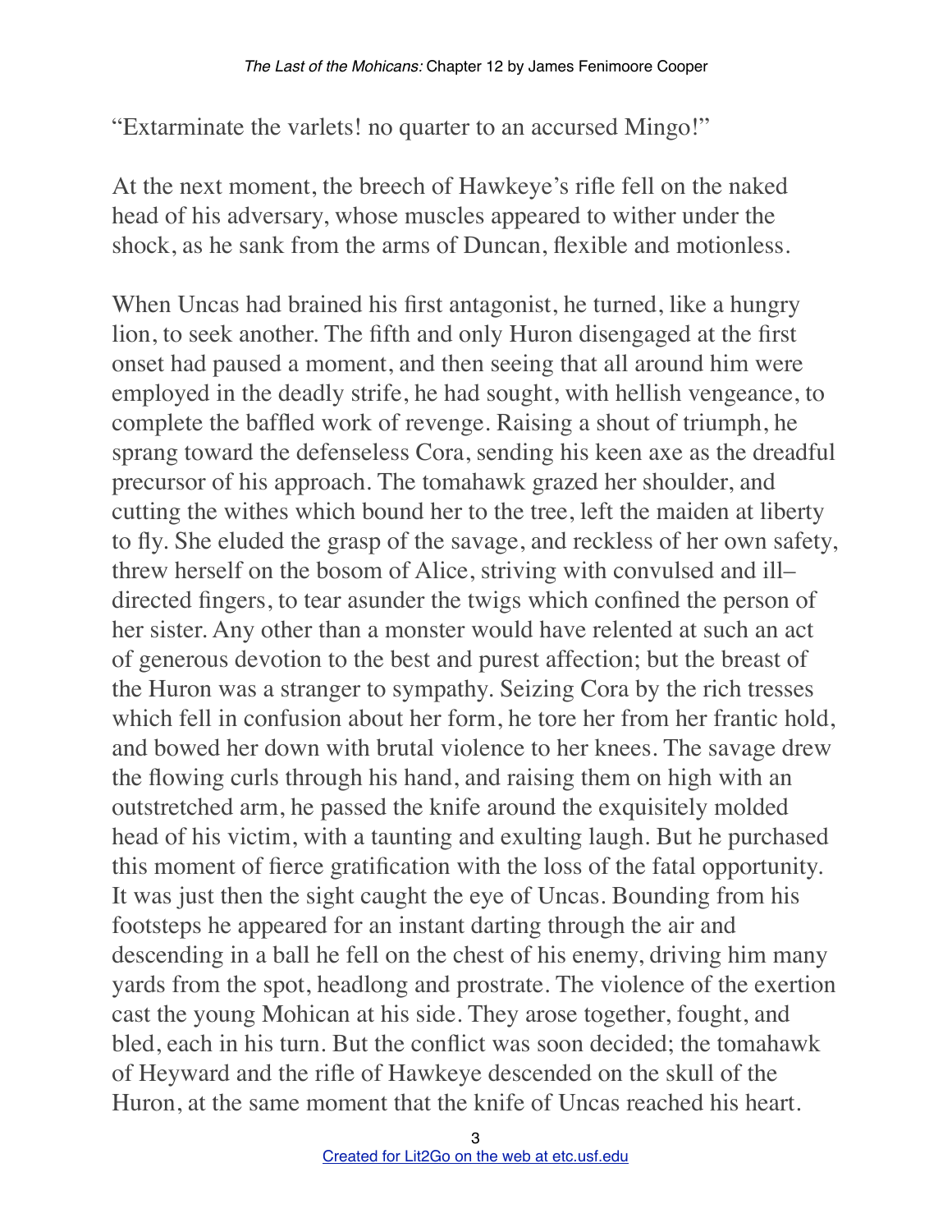"Extarminate the varlets! no quarter to an accursed Mingo!"

At the next moment, the breech of Hawkeye's rifle fell on the naked head of his adversary, whose muscles appeared to wither under the shock, as he sank from the arms of Duncan, flexible and motionless.

When Uncas had brained his first antagonist, he turned, like a hungry lion, to seek another. The fifth and only Huron disengaged at the first onset had paused a moment, and then seeing that all around him were employed in the deadly strife, he had sought, with hellish vengeance, to complete the baffled work of revenge. Raising a shout of triumph, he sprang toward the defenseless Cora, sending his keen axe as the dreadful precursor of his approach. The tomahawk grazed her shoulder, and cutting the withes which bound her to the tree, left the maiden at liberty to fly. She eluded the grasp of the savage, and reckless of her own safety, threw herself on the bosom of Alice, striving with convulsed and ill–directed fingers, to tear asunder the twigs which confined the person of her sister. Any other than a monster would have relented at such an act of generous devotion to the best and purest affection; but the breast of the Huron was a stranger to sympathy. Seizing Cora by the rich tresses which fell in confusion about her form, he tore her from her frantic hold, and bowed her down with brutal violence to her knees. The savage drew the flowing curls through his hand, and raising them on high with an outstretched arm, he passed the knife around the exquisitely molded head of his victim, with a taunting and exulting laugh. But he purchased this moment of fierce gratification with the loss of the fatal opportunity. It was just then the sight caught the eye of Uncas. Bounding from his footsteps he appeared for an instant darting through the air and descending in a ball he fell on the chest of his enemy, driving him many yards from the spot, headlong and prostrate. The violence of the exertion cast the young Mohican at his side. They arose together, fought, and bled, each in his turn. But the conflict was soon decided; the tomahawk of Heyward and the rifle of Hawkeye descended on the skull of the Huron, at the same moment that the knife of Uncas reached his heart.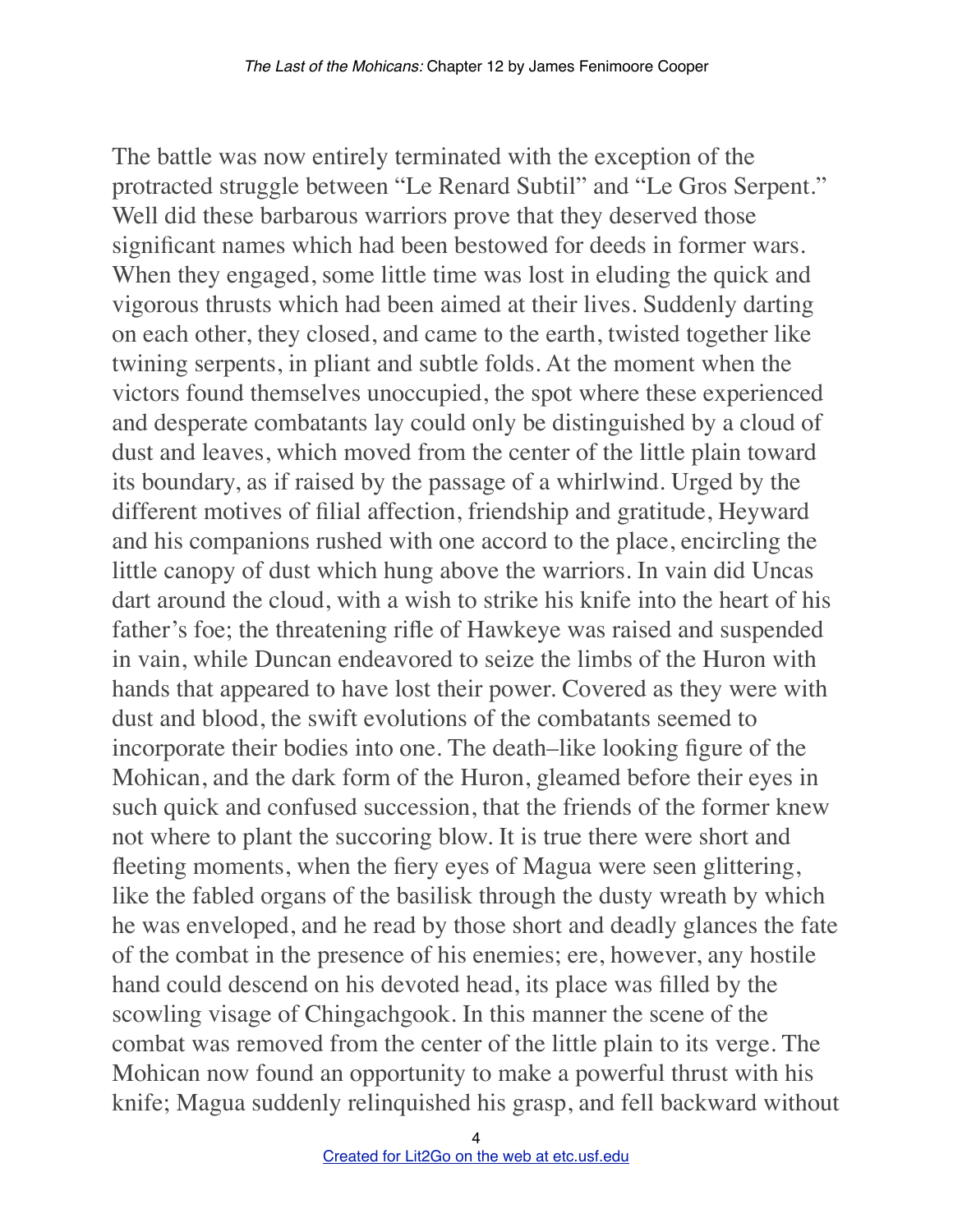The battle was now entirely terminated with the exception of the protracted struggle between "Le Renard Subtil" and "Le Gros Serpent." Well did these barbarous warriors prove that they deserved those significant names which had been bestowed for deeds in former wars. When they engaged, some little time was lost in eluding the quick and vigorous thrusts which had been aimed at their lives. Suddenly darting on each other, they closed, and came to the earth, twisted together like twining serpents, in pliant and subtle folds. At the moment when the victors found themselves unoccupied, the spot where these experienced and desperate combatants lay could only be distinguished by a cloud of dust and leaves, which moved from the center of the little plain toward its boundary, as if raised by the passage of a whirlwind. Urged by the different motives of filial affection, friendship and gratitude, Heyward and his companions rushed with one accord to the place, encircling the little canopy of dust which hung above the warriors. In vain did Uncas dart around the cloud, with a wish to strike his knife into the heart of his father's foe; the threatening rifle of Hawkeye was raised and suspended in vain, while Duncan endeavored to seize the limbs of the Huron with hands that appeared to have lost their power. Covered as they were with dust and blood, the swift evolutions of the combatants seemed to incorporate their bodies into one. The death–like looking figure of the Mohican, and the dark form of the Huron, gleamed before their eyes in such quick and confused succession, that the friends of the former knew not where to plant the succoring blow. It is true there were short and fleeting moments, when the fiery eyes of Magua were seen glittering, like the fabled organs of the basilisk through the dusty wreath by which he was enveloped, and he read by those short and deadly glances the fate of the combat in the presence of his enemies; ere, however, any hostile hand could descend on his devoted head, its place was filled by the scowling visage of Chingachgook. In this manner the scene of the combat was removed from the center of the little plain to its verge. The Mohican now found an opportunity to make a powerful thrust with his knife; Magua suddenly relinquished his grasp, and fell backward without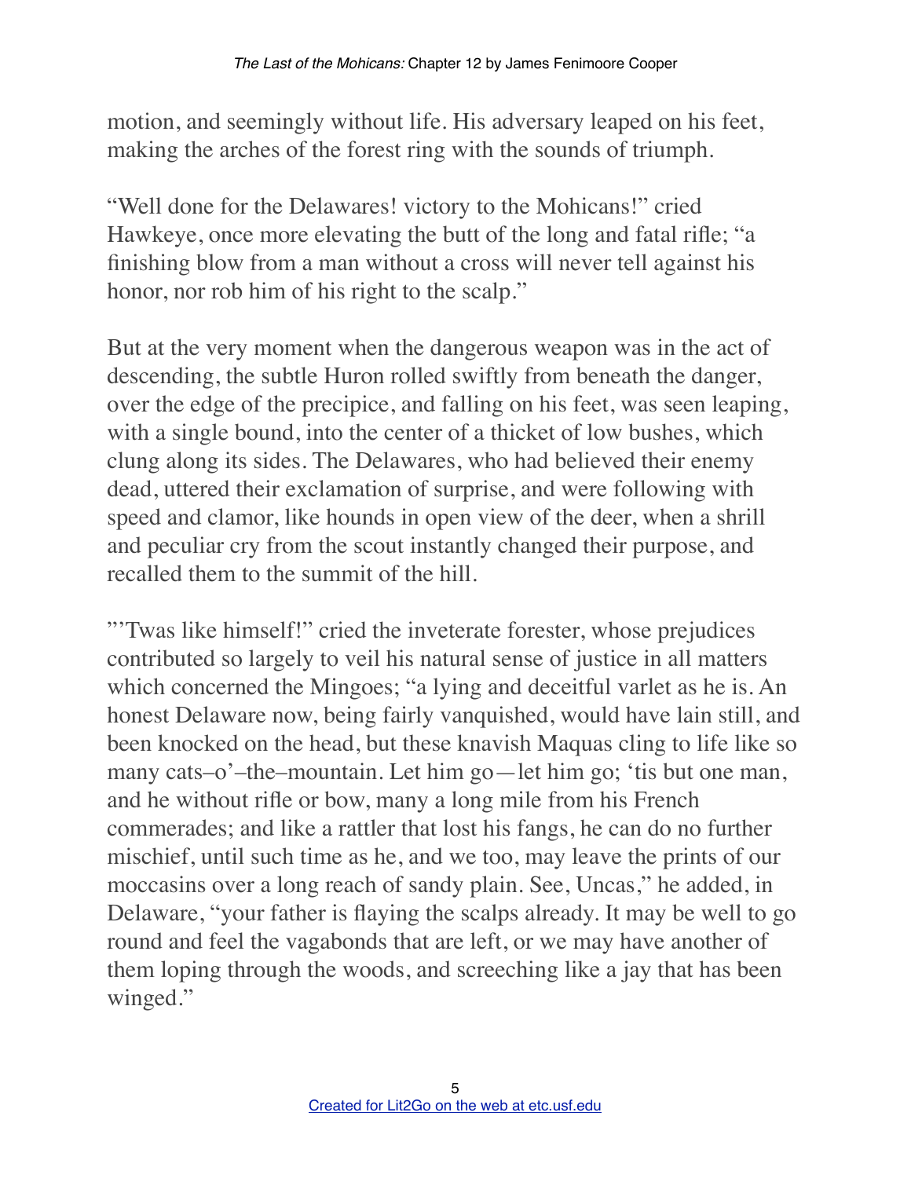motion, and seemingly without life. His adversary leaped on his feet, making the arches of the forest ring with the sounds of triumph.

“Well done for the Delawares! victory to the Mohicans!” cried Hawkeye, once more elevating the butt of the long and fatal rifle; “a finishing blow from a man without a cross will never tell against his honor, nor rob him of his right to the scalp.”

But at the very moment when the dangerous weapon was in the act of descending, the subtle Huron rolled swiftly from beneath the danger, over the edge of the precipice, and falling on his feet, was seen leaping, with a single bound, into the center of a thicket of low bushes, which clung along its sides. The Delawares, who had believed their enemy dead, uttered their exclamation of surprise, and were following with speed and clamor, like hounds in open view of the deer, when a shrill and peculiar cry from the scout instantly changed their purpose, and recalled them to the summit of the hill.

"’Twas like himself!” cried the inveterate forester, whose prejudices contributed so largely to veil his natural sense of justice in all matters which concerned the Mingoes; “a lying and deceitful varlet as he is. An honest Delaware now, being fairly vanquished, would have lain still, and been knocked on the head, but these knavish Maquas cling to life like so many cats–o’–the–mountain. Let him go—let him go; ‘tis but one man, and he without rifle or bow, many a long mile from his French commerades; and like a rattler that lost his fangs, he can do no further mischief, until such time as he, and we too, may leave the prints of our moccasins over a long reach of sandy plain. See, Uncas,” he added, in Delaware, “your father is flaying the scalps already. It may be well to go round and feel the vagabonds that are left, or we may have another of them loping through the woods, and screeching like a jay that has been winged.”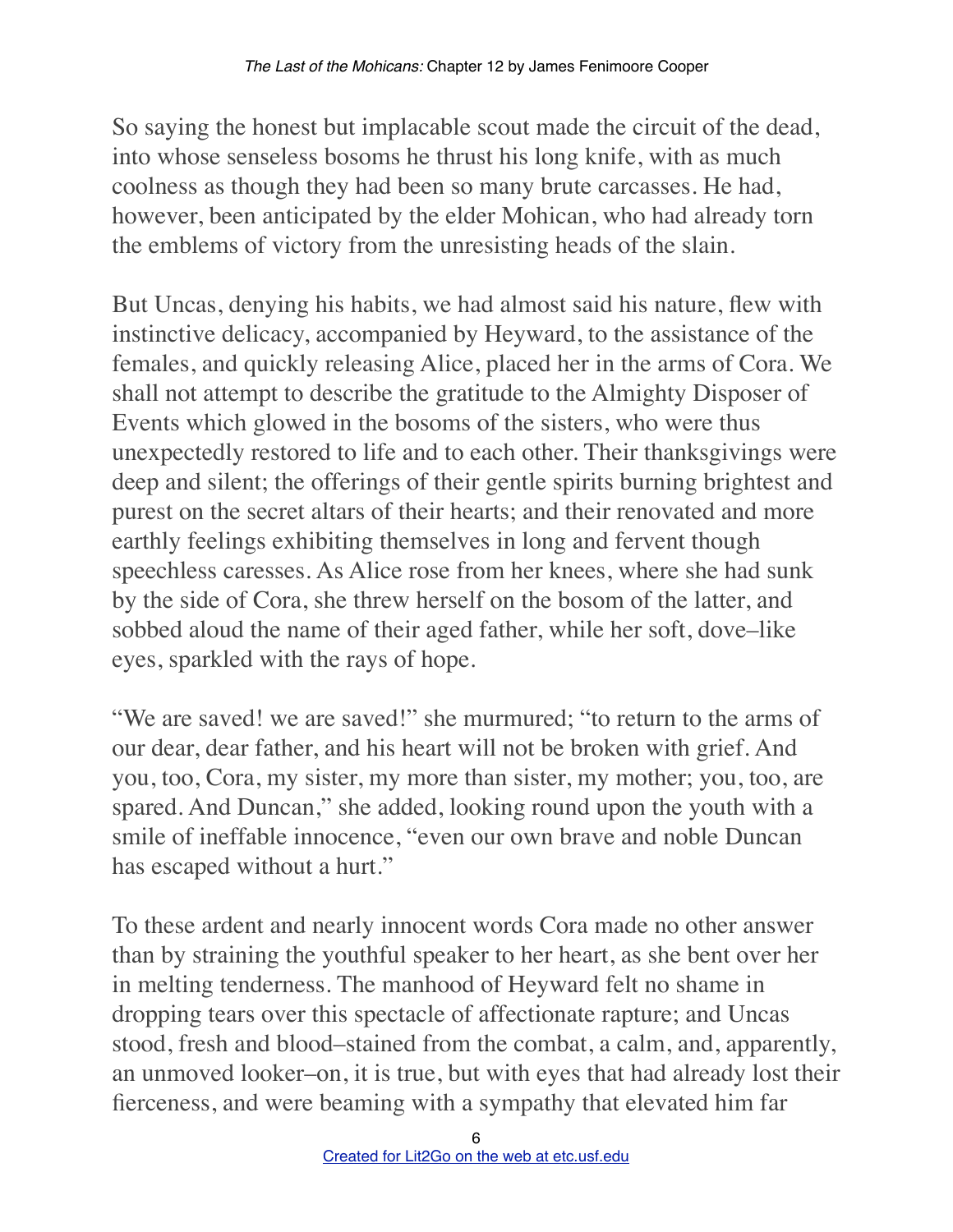So saying the honest but implacable scout made the circuit of the dead, into whose senseless bosoms he thrust his long knife, with as much coolness as though they had been so many brute carcasses. He had, however, been anticipated by the elder Mohican, who had already torn the emblems of victory from the unresisting heads of the slain.

But Uncas, denying his habits, we had almost said his nature, flew with instinctive delicacy, accompanied by Heyward, to the assistance of the females, and quickly releasing Alice, placed her in the arms of Cora. We shall not attempt to describe the gratitude to the Almighty Disposer of Events which glowed in the bosoms of the sisters, who were thus unexpectedly restored to life and to each other. Their thanksgivings were deep and silent; the offerings of their gentle spirits burning brightest and purest on the secret altars of their hearts; and their renovated and more earthly feelings exhibiting themselves in long and fervent though speechless caresses. As Alice rose from her knees, where she had sunk by the side of Cora, she threw herself on the bosom of the latter, and sobbed aloud the name of their aged father, while her soft, dove–like eyes, sparkled with the rays of hope.

"We are saved! we are saved!" she murmured; "to return to the arms of our dear, dear father, and his heart will not be broken with grief. And you, too, Cora, my sister, my more than sister, my mother; you, too, are spared. And Duncan," she added, looking round upon the youth with a smile of ineffable innocence, "even our own brave and noble Duncan has escaped without a hurt."

To these ardent and nearly innocent words Cora made no other answer than by straining the youthful speaker to her heart, as she bent over her in melting tenderness. The manhood of Heyward felt no shame in dropping tears over this spectacle of affectionate rapture; and Uncas stood, fresh and blood–stained from the combat, a calm, and, apparently, an unmoved looker–on, it is true, but with eyes that had already lost their fierceness, and were beaming with a sympathy that elevated him far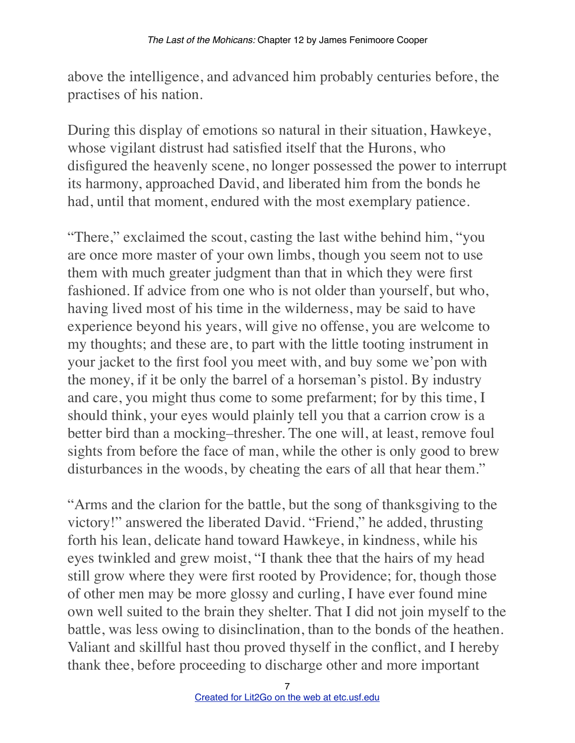above the intelligence, and advanced him probably centuries before, the practises of his nation.

During this display of emotions so natural in their situation, Hawkeye, whose vigilant distrust had satisfied itself that the Hurons, who disfigured the heavenly scene, no longer possessed the power to interrupt its harmony, approached David, and liberated him from the bonds he had, until that moment, endured with the most exemplary patience.

“There,” exclaimed the scout, casting the last withe behind him, “you are once more master of your own limbs, though you seem not to use them with much greater judgment than that in which they were first fashioned. If advice from one who is not older than yourself, but who, having lived most of his time in the wilderness, may be said to have experience beyond his years, will give no offense, you are welcome to my thoughts; and these are, to part with the little tooting instrument in your jacket to the first fool you meet with, and buy some we’pon with the money, if it be only the barrel of a horseman’s pistol. By industry and care, you might thus come to some prefarment; for by this time, I should think, your eyes would plainly tell you that a carrion crow is a better bird than a mocking–thresher. The one will, at least, remove foul sights from before the face of man, while the other is only good to brew disturbances in the woods, by cheating the ears of all that hear them.”

“Arms and the clarion for the battle, but the song of thanksgiving to the victory!” answered the liberated David. “Friend,” he added, thrusting forth his lean, delicate hand toward Hawkeye, in kindness, while his eyes twinkled and grew moist, “I thank thee that the hairs of my head still grow where they were first rooted by Providence; for, though those of other men may be more glossy and curling, I have ever found mine own well suited to the brain they shelter. That I did not join myself to the battle, was less owing to disinclination, than to the bonds of the heathen. Valiant and skillful hast thou proved thyself in the conflict, and I hereby thank thee, before proceeding to discharge other and more important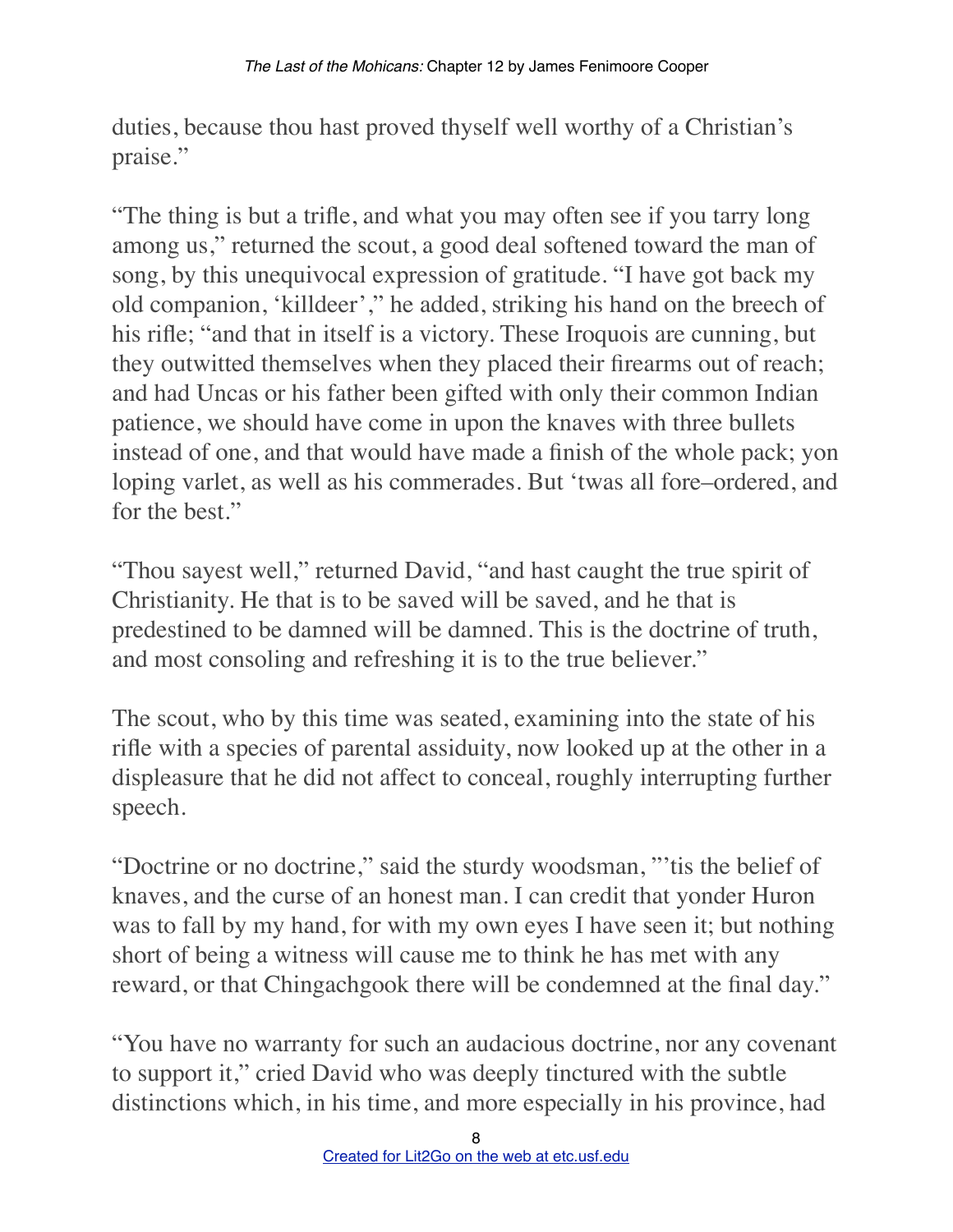duties, because thou hast proved thyself well worthy of a Christian's praise."

"The thing is but a trifle, and what you may often see if you tarry long among us," returned the scout, a good deal softened toward the man of song, by this unequivocal expression of gratitude. "I have got back my old companion, 'killdeer'," he added, striking his hand on the breech of his rifle; "and that in itself is a victory. These Iroquois are cunning, but they outwitted themselves when they placed their firearms out of reach; and had Uncas or his father been gifted with only their common Indian patience, we should have come in upon the knaves with three bullets instead of one, and that would have made a finish of the whole pack; yon loping varlet, as well as his commerades. But 'twas all fore–ordered, and for the best."

"Thou sayest well," returned David, "and hast caught the true spirit of Christianity. He that is to be saved will be saved, and he that is predestined to be damned will be damned. This is the doctrine of truth, and most consoling and refreshing it is to the true believer."

The scout, who by this time was seated, examining into the state of his rifle with a species of parental assiduity, now looked up at the other in a displeasure that he did not affect to conceal, roughly interrupting further speech.

"Doctrine or no doctrine," said the sturdy woodsman, "'tis the belief of knaves, and the curse of an honest man. I can credit that yonder Huron was to fall by my hand, for with my own eyes I have seen it; but nothing short of being a witness will cause me to think he has met with any reward, or that Chingachgook there will be condemned at the final day."

"You have no warranty for such an audacious doctrine, nor any covenant to support it," cried David who was deeply tinctured with the subtle distinctions which, in his time, and more especially in his province, had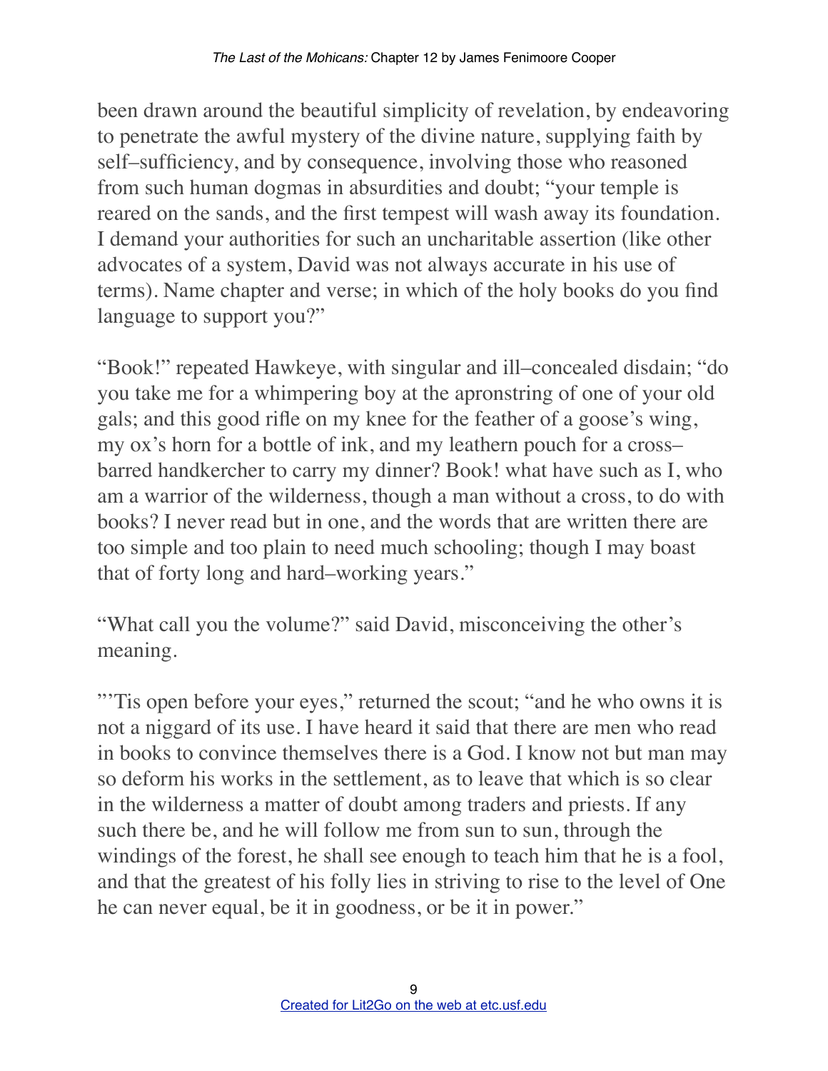been drawn around the beautiful simplicity of revelation, by endeavoring to penetrate the awful mystery of the divine nature, supplying faith by self–sufficiency, and by consequence, involving those who reasoned from such human dogmas in absurdities and doubt; "your temple is reared on the sands, and the first tempest will wash away its foundation. I demand your authorities for such an uncharitable assertion (like other advocates of a system, David was not always accurate in his use of terms). Name chapter and verse; in which of the holy books do you find language to support you?"

"Book!" repeated Hawkeye, with singular and ill–concealed disdain; "do you take me for a whimpering boy at the apronstring of one of your old gals; and this good rifle on my knee for the feather of a goose's wing, my ox's horn for a bottle of ink, and my leathern pouch for a cross–barred handkercher to carry my dinner? Book! what have such as I, who am a warrior of the wilderness, though a man without a cross, to do with books? I never read but in one, and the words that are written there are too simple and too plain to need much schooling; though I may boast that of forty long and hard–working years."

"What call you the volume?" said David, misconceiving the other's meaning.

"'Tis open before your eyes," returned the scout; "and he who owns it is not a niggard of its use. I have heard it said that there are men who read in books to convince themselves there is a God. I know not but man may so deform his works in the settlement, as to leave that which is so clear in the wilderness a matter of doubt among traders and priests. If any such there be, and he will follow me from sun to sun, through the windings of the forest, he shall see enough to teach him that he is a fool, and that the greatest of his folly lies in striving to rise to the level of One he can never equal, be it in goodness, or be it in power."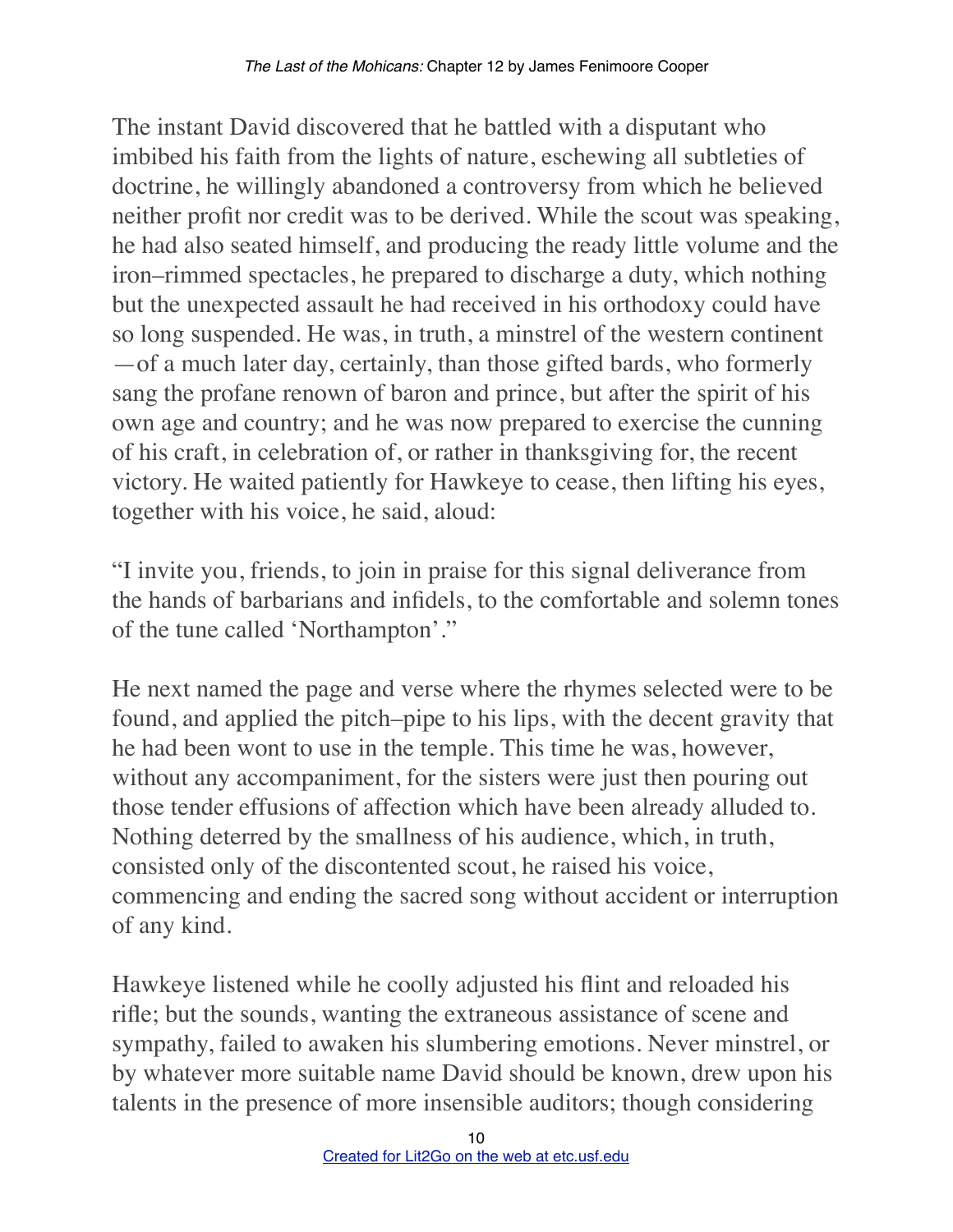The instant David discovered that he battled with a disputant who imbibed his faith from the lights of nature, eschewing all subtleties of doctrine, he willingly abandoned a controversy from which he believed neither profit nor credit was to be derived. While the scout was speaking, he had also seated himself, and producing the ready little volume and the iron–rimmed spectacles, he prepared to discharge a duty, which nothing but the unexpected assault he had received in his orthodoxy could have so long suspended. He was, in truth, a minstrel of the western continent —of a much later day, certainly, than those gifted bards, who formerly sang the profane renown of baron and prince, but after the spirit of his own age and country; and he was now prepared to exercise the cunning of his craft, in celebration of, or rather in thanksgiving for, the recent victory. He waited patiently for Hawkeye to cease, then lifting his eyes, together with his voice, he said, aloud:

"I invite you, friends, to join in praise for this signal deliverance from the hands of barbarians and infidels, to the comfortable and solemn tones of the tune called 'Northampton'."

He next named the page and verse where the rhymes selected were to be found, and applied the pitch–pipe to his lips, with the decent gravity that he had been wont to use in the temple. This time he was, however, without any accompaniment, for the sisters were just then pouring out those tender effusions of affection which have been already alluded to. Nothing deterred by the smallness of his audience, which, in truth, consisted only of the discontented scout, he raised his voice, commencing and ending the sacred song without accident or interruption of any kind.

Hawkeye listened while he coolly adjusted his flint and reloaded his rifle; but the sounds, wanting the extraneous assistance of scene and sympathy, failed to awaken his slumbering emotions. Never minstrel, or by whatever more suitable name David should be known, drew upon his talents in the presence of more insensible auditors; though considering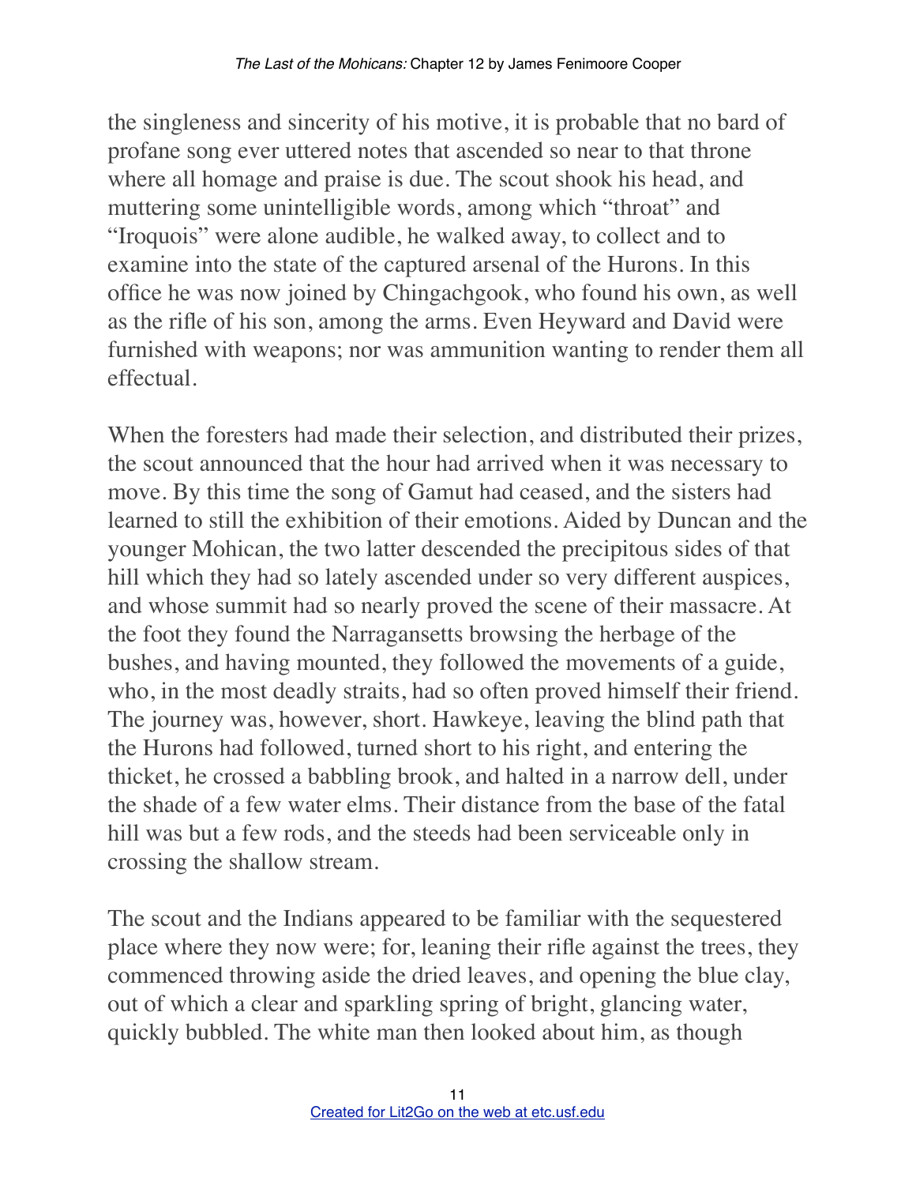the singleness and sincerity of his motive, it is probable that no bard of profane song ever uttered notes that ascended so near to that throne where all homage and praise is due. The scout shook his head, and muttering some unintelligible words, among which "throat" and "Iroquois" were alone audible, he walked away, to collect and to examine into the state of the captured arsenal of the Hurons. In this office he was now joined by Chingachgook, who found his own, as well as the rifle of his son, among the arms. Even Heyward and David were furnished with weapons; nor was ammunition wanting to render them all effectual.

When the foresters had made their selection, and distributed their prizes, the scout announced that the hour had arrived when it was necessary to move. By this time the song of Gamut had ceased, and the sisters had learned to still the exhibition of their emotions. Aided by Duncan and the younger Mohican, the two latter descended the precipitous sides of that hill which they had so lately ascended under so very different auspices, and whose summit had so nearly proved the scene of their massacre. At the foot they found the Narragansetts browsing the herbage of the bushes, and having mounted, they followed the movements of a guide, who, in the most deadly straits, had so often proved himself their friend. The journey was, however, short. Hawkeye, leaving the blind path that the Hurons had followed, turned short to his right, and entering the thicket, he crossed a babbling brook, and halted in a narrow dell, under the shade of a few water elms. Their distance from the base of the fatal hill was but a few rods, and the steeds had been serviceable only in crossing the shallow stream.

The scout and the Indians appeared to be familiar with the sequestered place where they now were; for, leaning their rifle against the trees, they commenced throwing aside the dried leaves, and opening the blue clay, out of which a clear and sparkling spring of bright, glancing water, quickly bubbled. The white man then looked about him, as though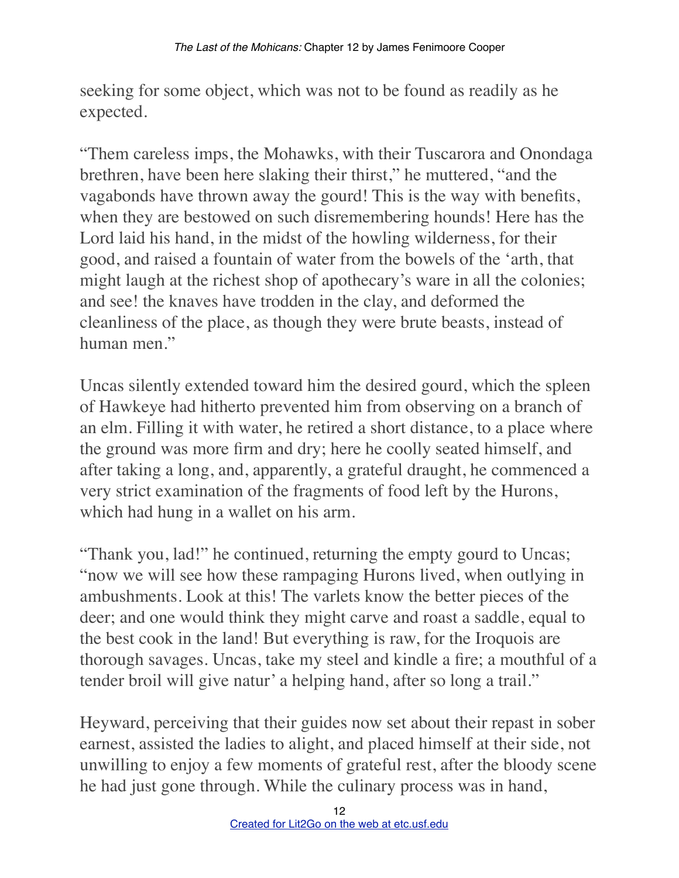seeking for some object, which was not to be found as readily as he expected.

"Them careless imps, the Mohawks, with their Tuscarora and Onondaga brethren, have been here slaking their thirst," he muttered, "and the vagabonds have thrown away the gourd! This is the way with benefits, when they are bestowed on such disremembering hounds! Here has the Lord laid his hand, in the midst of the howling wilderness, for their good, and raised a fountain of water from the bowels of the 'arth, that might laugh at the richest shop of apothecary's ware in all the colonies; and see! the knaves have trodden in the clay, and deformed the cleanliness of the place, as though they were brute beasts, instead of human men."

Uncas silently extended toward him the desired gourd, which the spleen of Hawkeye had hitherto prevented him from observing on a branch of an elm. Filling it with water, he retired a short distance, to a place where the ground was more firm and dry; here he coolly seated himself, and after taking a long, and, apparently, a grateful draught, he commenced a very strict examination of the fragments of food left by the Hurons, which had hung in a wallet on his arm.

"Thank you, lad!" he continued, returning the empty gourd to Uncas; "now we will see how these rampaging Hurons lived, when outlying in ambushments. Look at this! The varlets know the better pieces of the deer; and one would think they might carve and roast a saddle, equal to the best cook in the land! But everything is raw, for the Iroquois are thorough savages. Uncas, take my steel and kindle a fire; a mouthful of a tender broil will give natur' a helping hand, after so long a trail."

Heyward, perceiving that their guides now set about their repast in sober earnest, assisted the ladies to alight, and placed himself at their side, not unwilling to enjoy a few moments of grateful rest, after the bloody scene he had just gone through. While the culinary process was in hand,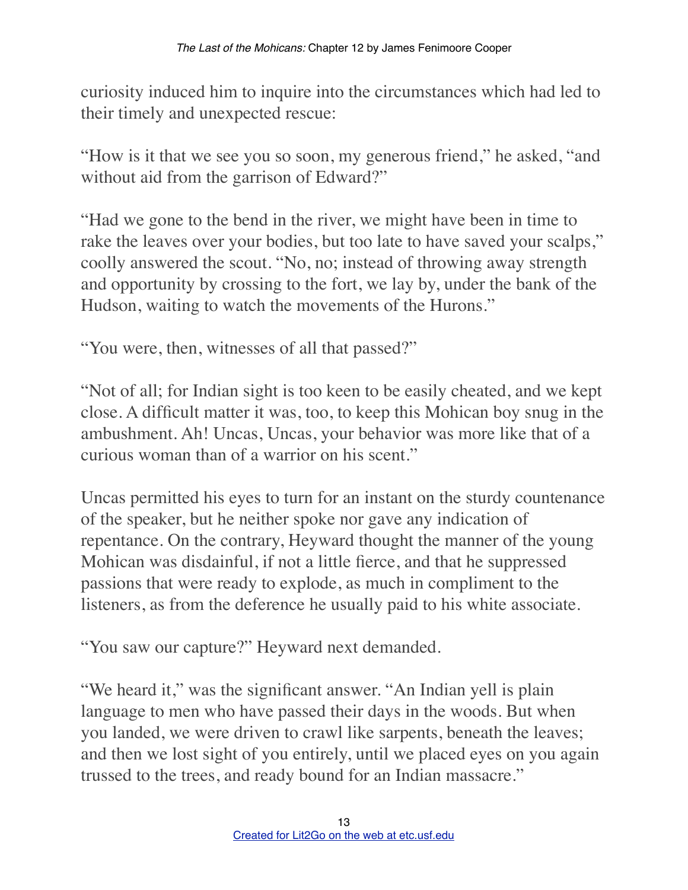curiosity induced him to inquire into the circumstances which had led to their timely and unexpected rescue:

"How is it that we see you so soon, my generous friend," he asked, "and without aid from the garrison of Edward?"

"Had we gone to the bend in the river, we might have been in time to rake the leaves over your bodies, but too late to have saved your scalps," coolly answered the scout. "No, no; instead of throwing away strength and opportunity by crossing to the fort, we lay by, under the bank of the Hudson, waiting to watch the movements of the Hurons."

"You were, then, witnesses of all that passed?"

"Not of all; for Indian sight is too keen to be easily cheated, and we kept close. A difficult matter it was, too, to keep this Mohican boy snug in the ambushment. Ah! Uncas, Uncas, your behavior was more like that of a curious woman than of a warrior on his scent."

Uncas permitted his eyes to turn for an instant on the sturdy countenance of the speaker, but he neither spoke nor gave any indication of repentance. On the contrary, Heyward thought the manner of the young Mohican was disdainful, if not a little fierce, and that he suppressed passions that were ready to explode, as much in compliment to the listeners, as from the deference he usually paid to his white associate.

"You saw our capture?" Heyward next demanded.

"We heard it," was the significant answer. "An Indian yell is plain language to men who have passed their days in the woods. But when you landed, we were driven to crawl like sarpents, beneath the leaves; and then we lost sight of you entirely, until we placed eyes on you again trussed to the trees, and ready bound for an Indian massacre."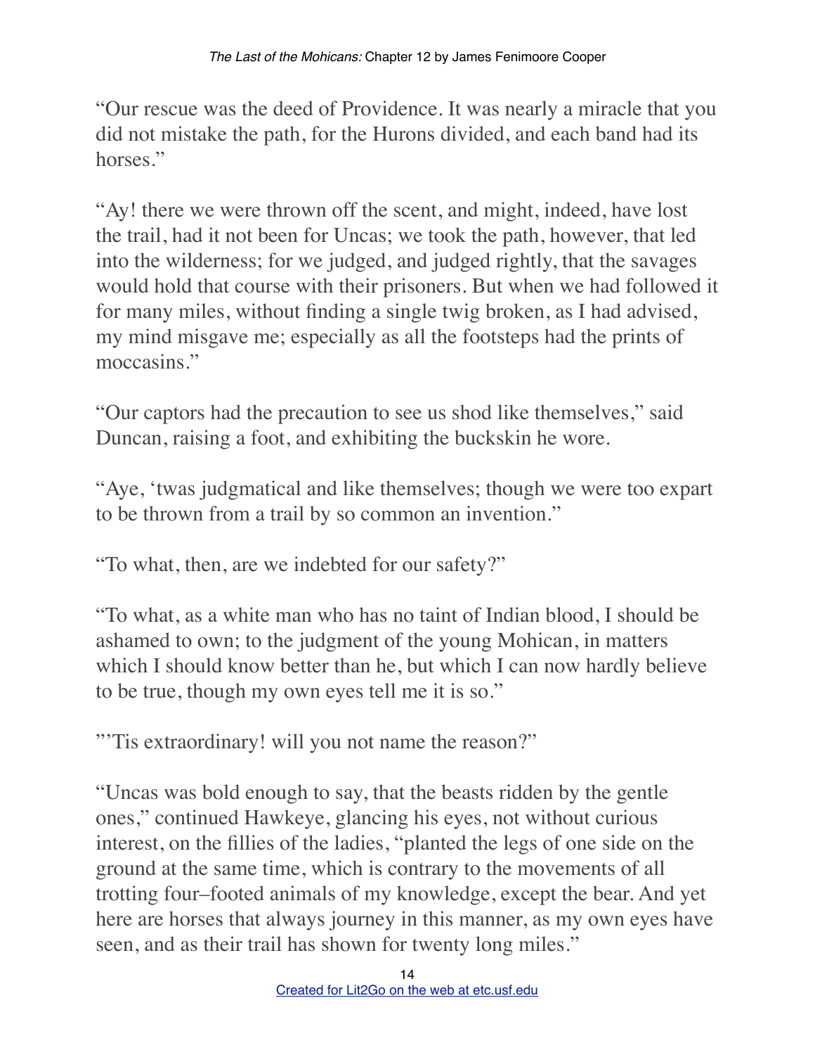"Our rescue was the deed of Providence. It was nearly a miracle that you did not mistake the path, for the Hurons divided, and each band had its horses."

"Ay! there we were thrown off the scent, and might, indeed, have lost the trail, had it not been for Uncas; we took the path, however, that led into the wilderness; for we judged, and judged rightly, that the savages would hold that course with their prisoners. But when we had followed it for many miles, without finding a single twig broken, as I had advised, my mind misgave me; especially as all the footsteps had the prints of moccasins."

"Our captors had the precaution to see us shod like themselves," said Duncan, raising a foot, and exhibiting the buckskin he wore.

"Aye, 'twas judgmatical and like themselves; though we were too expart to be thrown from a trail by so common an invention."

"To what, then, are we indebted for our safety?"

"To what, as a white man who has no taint of Indian blood, I should be ashamed to own; to the judgment of the young Mohican, in matters which I should know better than he, but which I can now hardly believe to be true, though my own eyes tell me it is so."

"'Tis extraordinary! will you not name the reason?"

"Uncas was bold enough to say, that the beasts ridden by the gentle ones," continued Hawkeye, glancing his eyes, not without curious interest, on the fillies of the ladies, "planted the legs of one side on the ground at the same time, which is contrary to the movements of all trotting four–footed animals of my knowledge, except the bear. And yet here are horses that always journey in this manner, as my own eyes have seen, and as their trail has shown for twenty long miles."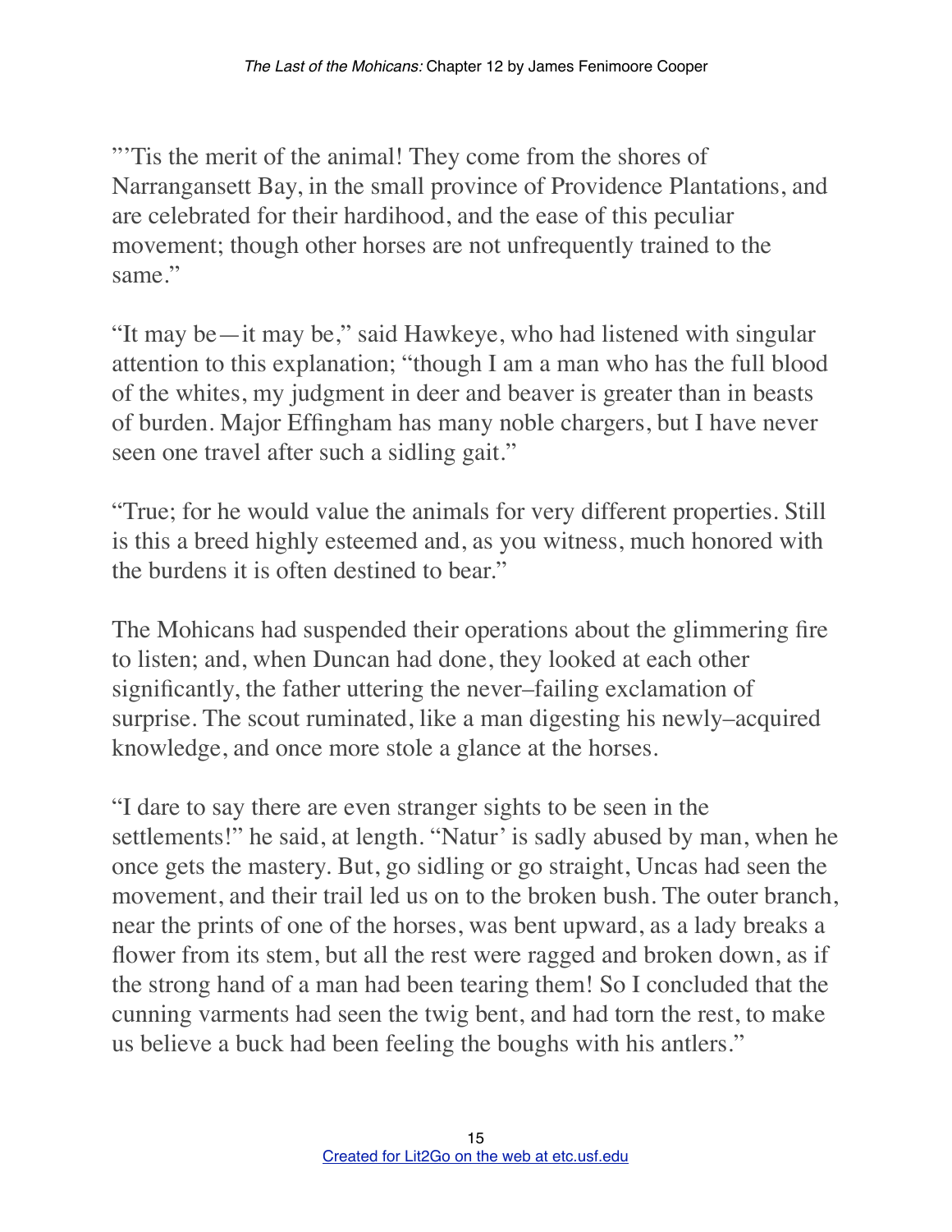"'Tis the merit of the animal! They come from the shores of Narragansett Bay, in the small province of Providence Plantations, and are celebrated for their hardihood, and the ease of this peculiar movement; though other horses are not unfrequently trained to the same."

"It may be—it may be," said Hawkeye, who had listened with singular attention to this explanation; "though I am a man who has the full blood of the whites, my judgment in deer and beaver is greater than in beasts of burden. Major Effingham has many noble chargers, but I have never seen one travel after such a sidling gait."

"True; for he would value the animals for very different properties. Still is this a breed highly esteemed and, as you witness, much honored with the burdens it is often destined to bear."

The Mohicans had suspended their operations about the glimmering fire to listen; and, when Duncan had done, they looked at each other significantly, the father uttering the never–failing exclamation of surprise. The scout ruminated, like a man digesting his newly–acquired knowledge, and once more stole a glance at the horses.

"I dare to say there are even stranger sights to be seen in the settlements!" he said, at length. "Natur' is sadly abused by man, when he once gets the mastery. But, go sidling or go straight, Uncas had seen the movement, and their trail led us on to the broken bush. The outer branch, near the prints of one of the horses, was bent upward, as a lady breaks a flower from its stem, but all the rest were ragged and broken down, as if the strong hand of a man had been tearing them! So I concluded that the cunning varments had seen the twig bent, and had torn the rest, to make us believe a buck had been feeling the boughs with his antlers."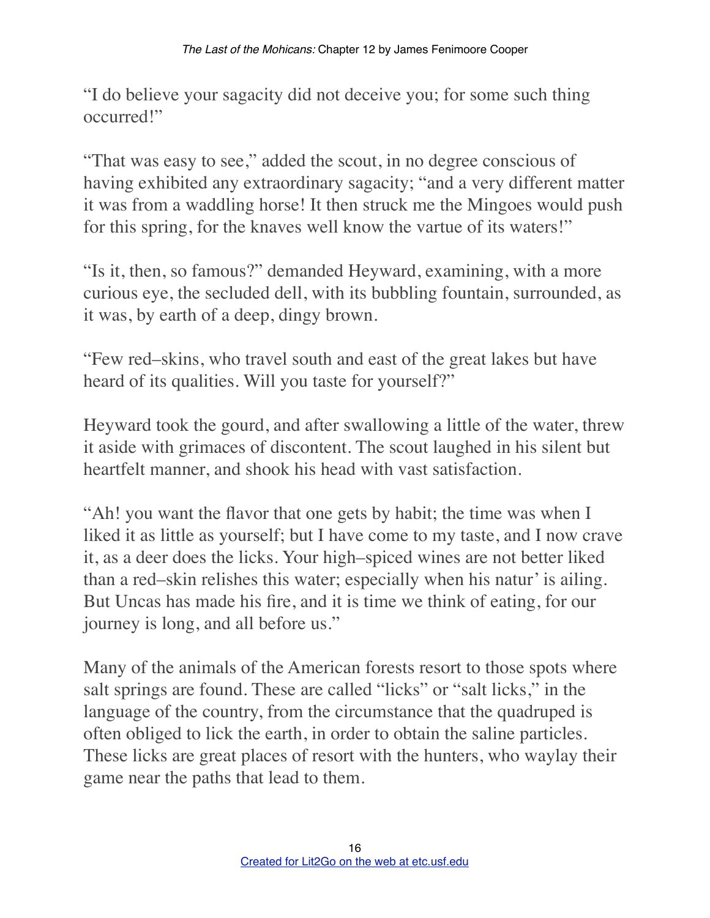"I do believe your sagacity did not deceive you; for some such thing occurred!"

"That was easy to see," added the scout, in no degree conscious of having exhibited any extraordinary sagacity; "and a very different matter it was from a waddling horse! It then struck me the Mingoes would push for this spring, for the knaves well know the vartue of its waters!"

"Is it, then, so famous?" demanded Heyward, examining, with a more curious eye, the secluded dell, with its bubbling fountain, surrounded, as it was, by earth of a deep, dingy brown.

"Few red–skins, who travel south and east of the great lakes but have heard of its qualities. Will you taste for yourself?"

Heyward took the gourd, and after swallowing a little of the water, threw it aside with grimaces of discontent. The scout laughed in his silent but heartfelt manner, and shook his head with vast satisfaction.

"Ah! you want the flavor that one gets by habit; the time was when I liked it as little as yourself; but I have come to my taste, and I now crave it, as a deer does the licks. Your high–spiced wines are not better liked than a red–skin relishes this water; especially when his natur' is ailing. But Uncas has made his fire, and it is time we think of eating, for our journey is long, and all before us."

Many of the animals of the American forests resort to those spots where salt springs are found. These are called "licks" or "salt licks," in the language of the country, from the circumstance that the quadruped is often obliged to lick the earth, in order to obtain the saline particles. These licks are great places of resort with the hunters, who waylay their game near the paths that lead to them.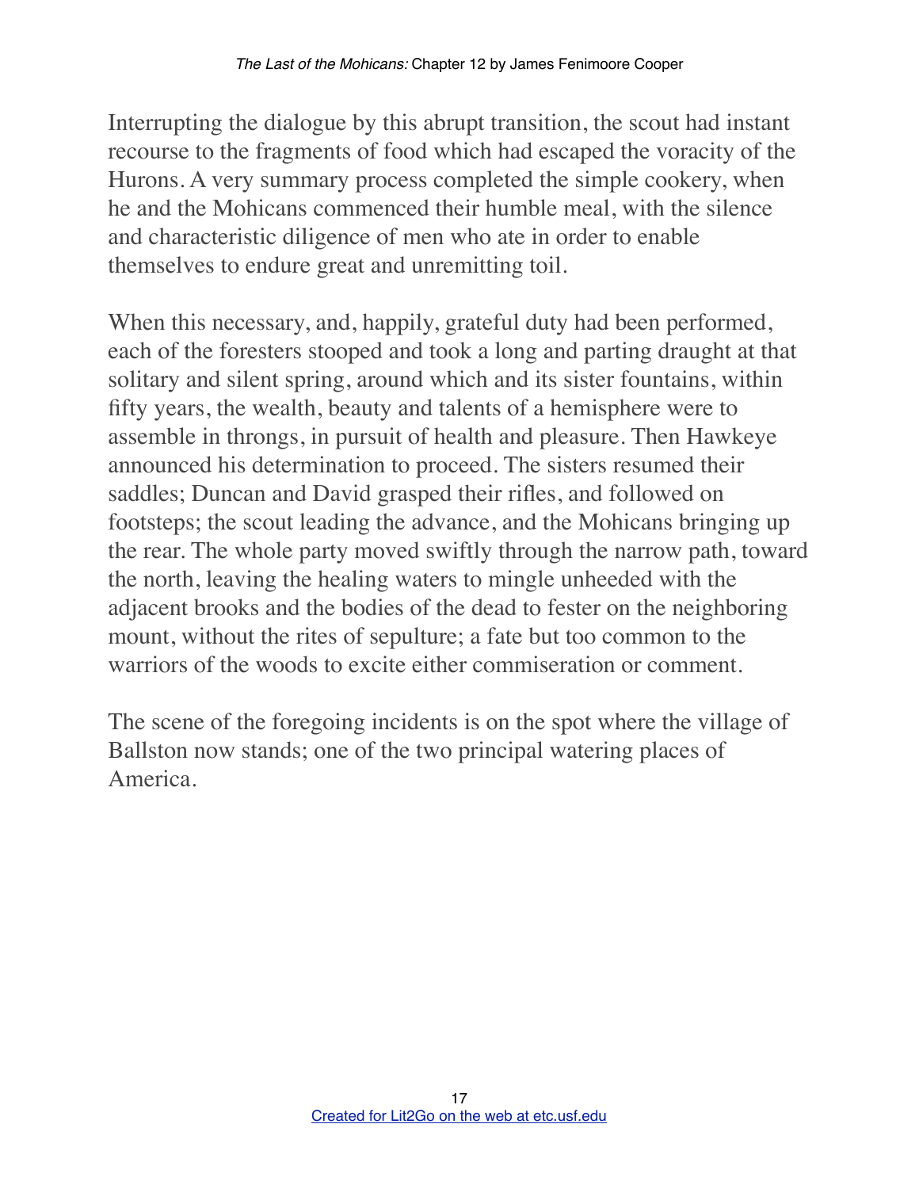Interrupting the dialogue by this abrupt transition, the scout had instant recourse to the fragments of food which had escaped the voracity of the Hurons. A very summary process completed the simple cookery, when he and the Mohicans commenced their humble meal, with the silence and characteristic diligence of men who ate in order to enable themselves to endure great and unremitting toil.

When this necessary, and, happily, grateful duty had been performed, each of the foresters stooped and took a long and parting draught at that solitary and silent spring, around which and its sister fountains, within fifty years, the wealth, beauty and talents of a hemisphere were to assemble in throngs, in pursuit of health and pleasure. Then Hawkeye announced his determination to proceed. The sisters resumed their saddles; Duncan and David grasped their rifles, and followed on footsteps; the scout leading the advance, and the Mohicans bringing up the rear. The whole party moved swiftly through the narrow path, toward the north, leaving the healing waters to mingle unheeded with the adjacent brooks and the bodies of the dead to fester on the neighboring mount, without the rites of sepulture; a fate but too common to the warriors of the woods to excite either commiseration or comment.

The scene of the foregoing incidents is on the spot where the village of Ballston now stands; one of the two principal watering places of America.